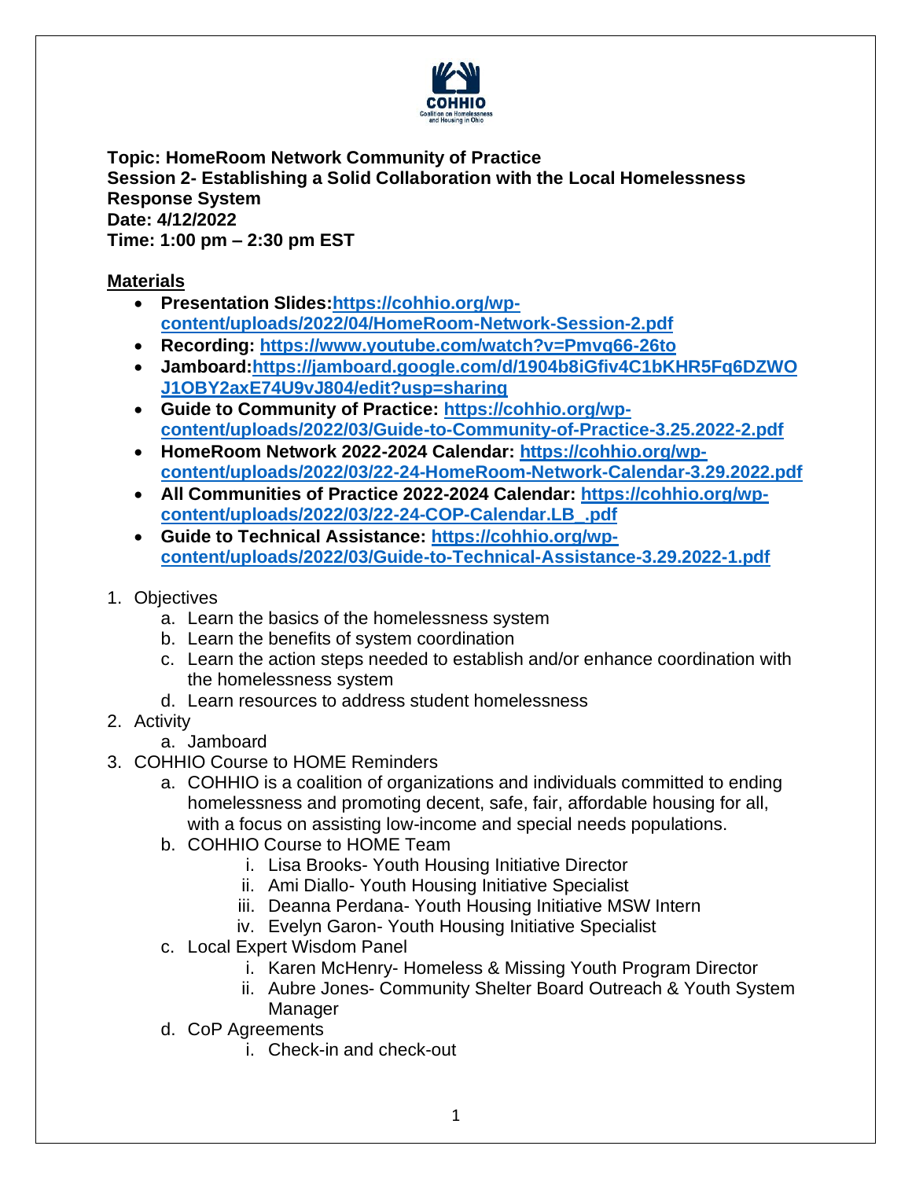COHHIO
Coalition on Homelessness and Housing in Ohio

**Topic: HomeRoom Network Community of Practice**
**Session 2- Establishing a Solid Collaboration with the Local Homelessness Response System**
**Date: 4/12/2022**
**Time: 1:00 pm – 2:30 pm EST**

**Materials**

- **Presentation Slides:https://cohhio.org/wp-content/uploads/2022/04/HomeRoom-Network-Session-2.pdf**
- **Recording: https://www.youtube.com/watch?v=Pmvq66-26to**
- **Jamboard:https://jamboard.google.com/d/1904b8iGfiv4C1bKHR5Fq6DZWOJ1OBY2axE74U9vJ804/edit?usp=sharing**
- **Guide to Community of Practice: https://cohhio.org/wp-content/uploads/2022/03/Guide-to-Community-of-Practice-3.25.2022-2.pdf**
- **HomeRoom Network 2022-2024 Calendar: https://cohhio.org/wp-content/uploads/2022/03/22-24-HomeRoom-Network-Calendar-3.29.2022.pdf**
- **All Communities of Practice 2022-2024 Calendar: https://cohhio.org/wp-content/uploads/2022/03/22-24-COP-Calendar.LB_.pdf**
- **Guide to Technical Assistance: https://cohhio.org/wp-content/uploads/2022/03/Guide-to-Technical-Assistance-3.29.2022-1.pdf**

1. Objectives
   a. Learn the basics of the homelessness system
   b. Learn the benefits of system coordination
   c. Learn the action steps needed to establish and/or enhance coordination with the homelessness system
   d. Learn resources to address student homelessness
2. Activity
   a. Jamboard
3. COHHIO Course to HOME Reminders
   a. COHHIO is a coalition of organizations and individuals committed to ending homelessness and promoting decent, safe, fair, affordable housing for all, with a focus on assisting low-income and special needs populations.
   b. COHHIO Course to HOME Team
      i. Lisa Brooks- Youth Housing Initiative Director
      ii. Ami Diallo- Youth Housing Initiative Specialist
      iii. Deanna Perdana- Youth Housing Initiative MSW Intern
      iv. Evelyn Garon- Youth Housing Initiative Specialist
   c. Local Expert Wisdom Panel
      i. Karen McHenry- Homeless & Missing Youth Program Director
      ii. Aubre Jones- Community Shelter Board Outreach & Youth System Manager
   d. CoP Agreements
      i. Check-in and check-out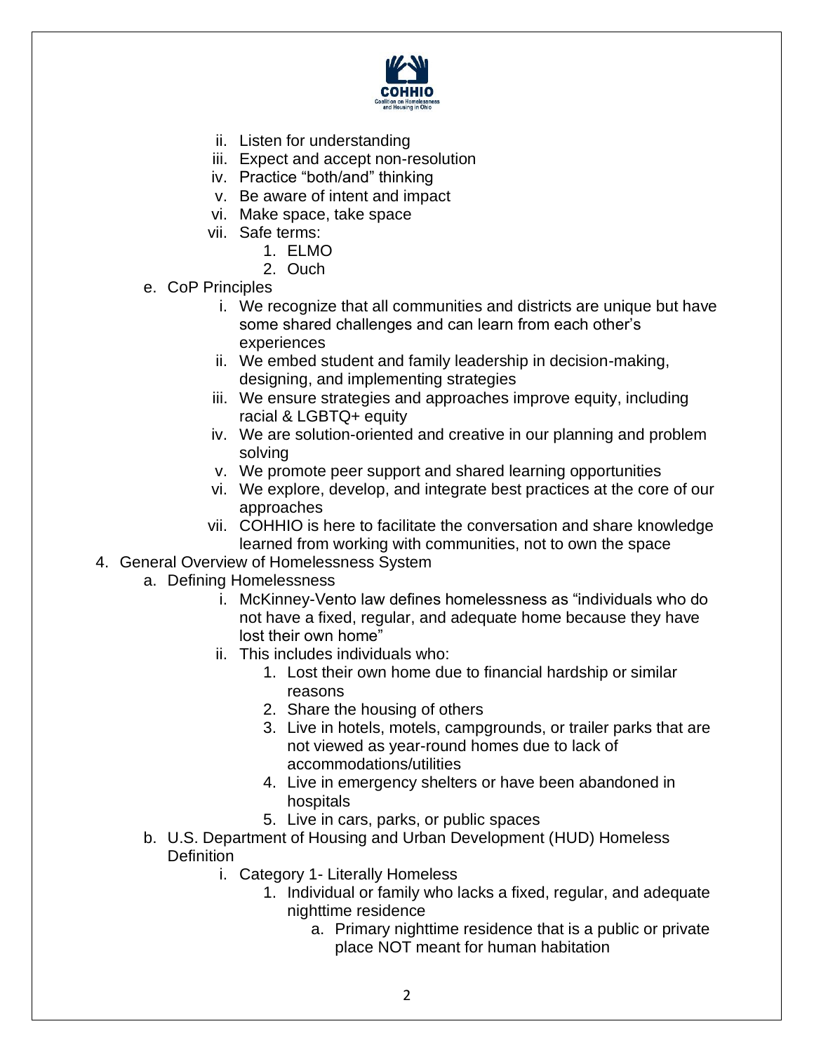ii. Listen for understanding
   iii. Expect and accept non-resolution
   iv. Practice "both/and" thinking
   v. Be aware of intent and impact
   vi. Make space, take space
   vii. Safe terms:
      1. ELMO
      2. Ouch

e. CoP Principles
   i. We recognize that all communities and districts are unique but have some shared challenges and can learn from each other's experiences
   ii. We embed student and family leadership in decision-making, designing, and implementing strategies
   iii. We ensure strategies and approaches improve equity, including racial & LGBTQ+ equity
   iv. We are solution-oriented and creative in our planning and problem solving
   v. We promote peer support and shared learning opportunities
   vi. We explore, develop, and integrate best practices at the core of our approaches
   vii. COHHIO is here to facilitate the conversation and share knowledge learned from working with communities, not to own the space

4. General Overview of Homelessness System
   a. Defining Homelessness
      i. McKinney-Vento law defines homelessness as "individuals who do not have a fixed, regular, and adequate home because they have lost their own home"
      ii. This includes individuals who:
         1. Lost their own home due to financial hardship or similar reasons
         2. Share the housing of others
         3. Live in hotels, motels, campgrounds, or trailer parks that are not viewed as year-round homes due to lack of accommodations/utilities
         4. Live in emergency shelters or have been abandoned in hospitals
         5. Live in cars, parks, or public spaces
   b. U.S. Department of Housing and Urban Development (HUD) Homeless Definition
      i. Category 1- Literally Homeless
         1. Individual or family who lacks a fixed, regular, and adequate nighttime residence
            a. Primary nighttime residence that is a public or private place NOT meant for human habitation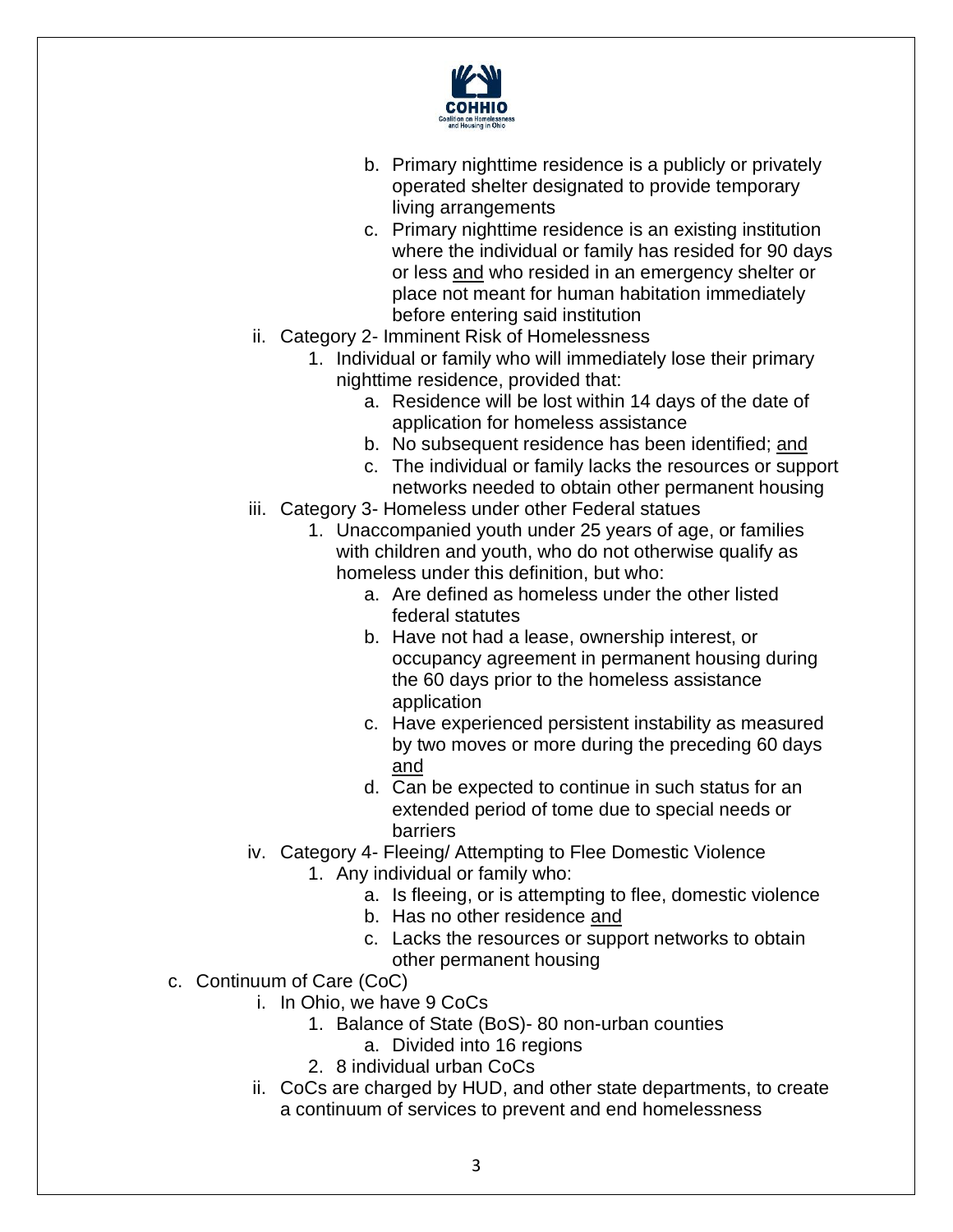- b. Primary nighttime residence is a publicly or privately operated shelter designated to provide temporary living arrangements
- c. Primary nighttime residence is an existing institution where the individual or family has resided for 90 days or less <u>and</u> who resided in an emergency shelter or place not meant for human habitation immediately before entering said institution

ii. Category 2- Imminent Risk of Homelessness

1. Individual or family who will immediately lose their primary nighttime residence, provided that:
   - a. Residence will be lost within 14 days of the date of application for homeless assistance
   - b. No subsequent residence has been identified; <u>and</u>
   - c. The individual or family lacks the resources or support networks needed to obtain other permanent housing

iii. Category 3- Homeless under other Federal statues

1. Unaccompanied youth under 25 years of age, or families with children and youth, who do not otherwise qualify as homeless under this definition, but who:
   - a. Are defined as homeless under the other listed federal statutes
   - b. Have not had a lease, ownership interest, or occupancy agreement in permanent housing during the 60 days prior to the homeless assistance application
   - c. Have experienced persistent instability as measured by two moves or more during the preceding 60 days <u>and</u>
   - d. Can be expected to continue in such status for an extended period of tome due to special needs or barriers

iv. Category 4- Fleeing/ Attempting to Flee Domestic Violence

1. Any individual or family who:
   - a. Is fleeing, or is attempting to flee, domestic violence
   - b. Has no other residence <u>and</u>
   - c. Lacks the resources or support networks to obtain other permanent housing

c. Continuum of Care (CoC)

i. In Ohio, we have 9 CoCs

1. Balance of State (BoS)- 80 non-urban counties
   - a. Divided into 16 regions
2. 8 individual urban CoCs

ii. CoCs are charged by HUD, and other state departments, to create a continuum of services to prevent and end homelessness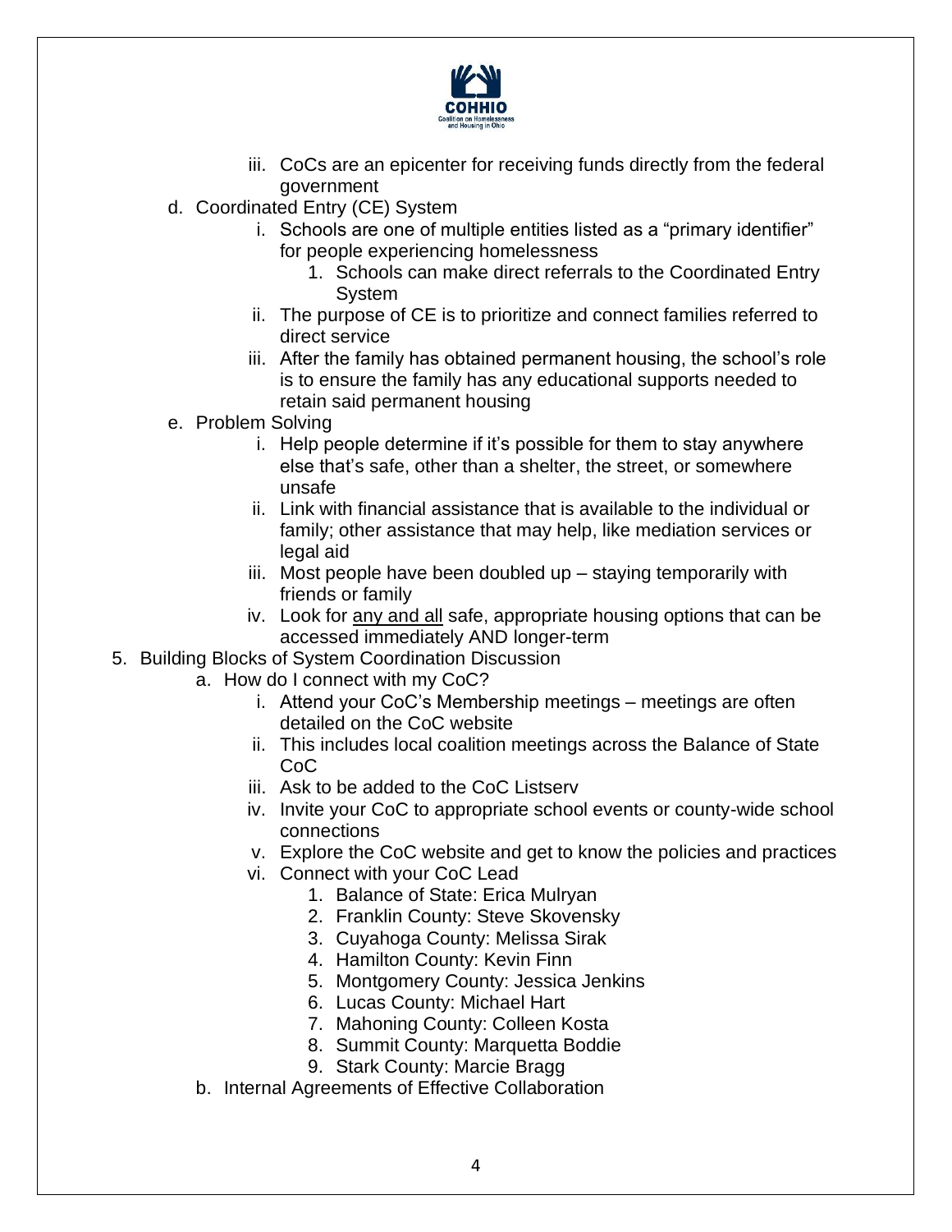iii. CoCs are an epicenter for receiving funds directly from the federal government

d. Coordinated Entry (CE) System
   i. Schools are one of multiple entities listed as a "primary identifier" for people experiencing homelessness
      1. Schools can make direct referrals to the Coordinated Entry System
   ii. The purpose of CE is to prioritize and connect families referred to direct service
   iii. After the family has obtained permanent housing, the school's role is to ensure the family has any educational supports needed to retain said permanent housing

e. Problem Solving
   i. Help people determine if it's possible for them to stay anywhere else that's safe, other than a shelter, the street, or somewhere unsafe
   ii. Link with financial assistance that is available to the individual or family; other assistance that may help, like mediation services or legal aid
   iii. Most people have been doubled up – staying temporarily with friends or family
   iv. Look for <u>any and all</u> safe, appropriate housing options that can be accessed immediately AND longer-term

5. Building Blocks of System Coordination Discussion
   a. How do I connect with my CoC?
      i. Attend your CoC's Membership meetings – meetings are often detailed on the CoC website
      ii. This includes local coalition meetings across the Balance of State CoC
      iii. Ask to be added to the CoC Listserv
      iv. Invite your CoC to appropriate school events or county-wide school connections
      v. Explore the CoC website and get to know the policies and practices
      vi. Connect with your CoC Lead
         1. Balance of State: Erica Mulryan
         2. Franklin County: Steve Skovensky
         3. Cuyahoga County: Melissa Sirak
         4. Hamilton County: Kevin Finn
         5. Montgomery County: Jessica Jenkins
         6. Lucas County: Michael Hart
         7. Mahoning County: Colleen Kosta
         8. Summit County: Marquetta Boddie
         9. Stark County: Marcie Bragg
   b. Internal Agreements of Effective Collaboration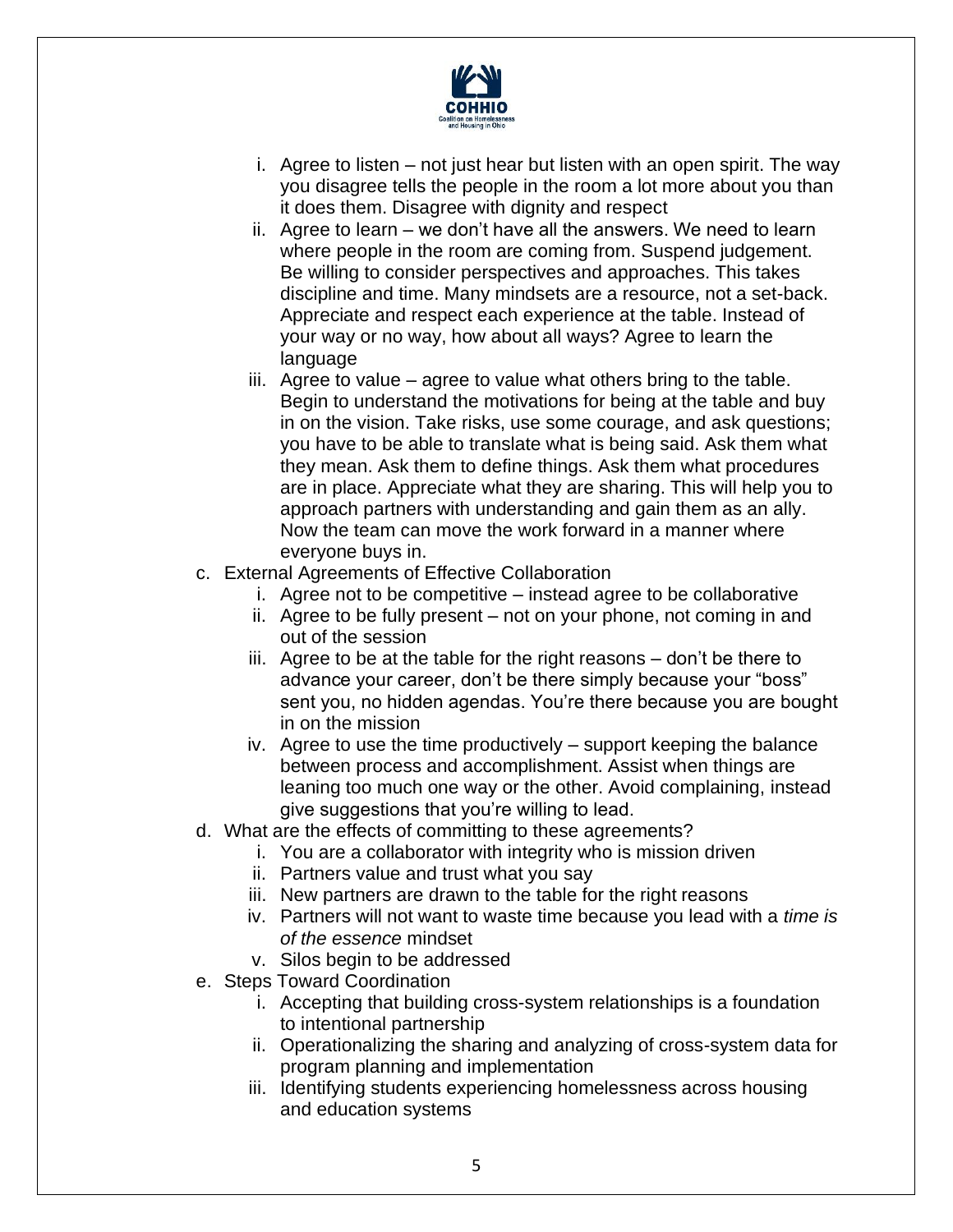i. Agree to listen – not just hear but listen with an open spirit. The way you disagree tells the people in the room a lot more about you than it does them. Disagree with dignity and respect
ii. Agree to learn – we don't have all the answers. We need to learn where people in the room are coming from. Suspend judgement. Be willing to consider perspectives and approaches. This takes discipline and time. Many mindsets are a resource, not a set-back. Appreciate and respect each experience at the table. Instead of your way or no way, how about all ways? Agree to learn the language
iii. Agree to value – agree to value what others bring to the table. Begin to understand the motivations for being at the table and buy in on the vision. Take risks, use some courage, and ask questions; you have to be able to translate what is being said. Ask them what they mean. Ask them to define things. Ask them what procedures are in place. Appreciate what they are sharing. This will help you to approach partners with understanding and gain them as an ally. Now the team can move the work forward in a manner where everyone buys in.

c. External Agreements of Effective Collaboration
   i. Agree not to be competitive – instead agree to be collaborative
   ii. Agree to be fully present – not on your phone, not coming in and out of the session
   iii. Agree to be at the table for the right reasons – don't be there to advance your career, don't be there simply because your "boss" sent you, no hidden agendas. You're there because you are bought in on the mission
   iv. Agree to use the time productively – support keeping the balance between process and accomplishment. Assist when things are leaning too much one way or the other. Avoid complaining, instead give suggestions that you're willing to lead.

d. What are the effects of committing to these agreements?
   i. You are a collaborator with integrity who is mission driven
   ii. Partners value and trust what you say
   iii. New partners are drawn to the table for the right reasons
   iv. Partners will not want to waste time because you lead with a *time is of the essence* mindset
   v. Silos begin to be addressed

e. Steps Toward Coordination
   i. Accepting that building cross-system relationships is a foundation to intentional partnership
   ii. Operationalizing the sharing and analyzing of cross-system data for program planning and implementation
   iii. Identifying students experiencing homelessness across housing and education systems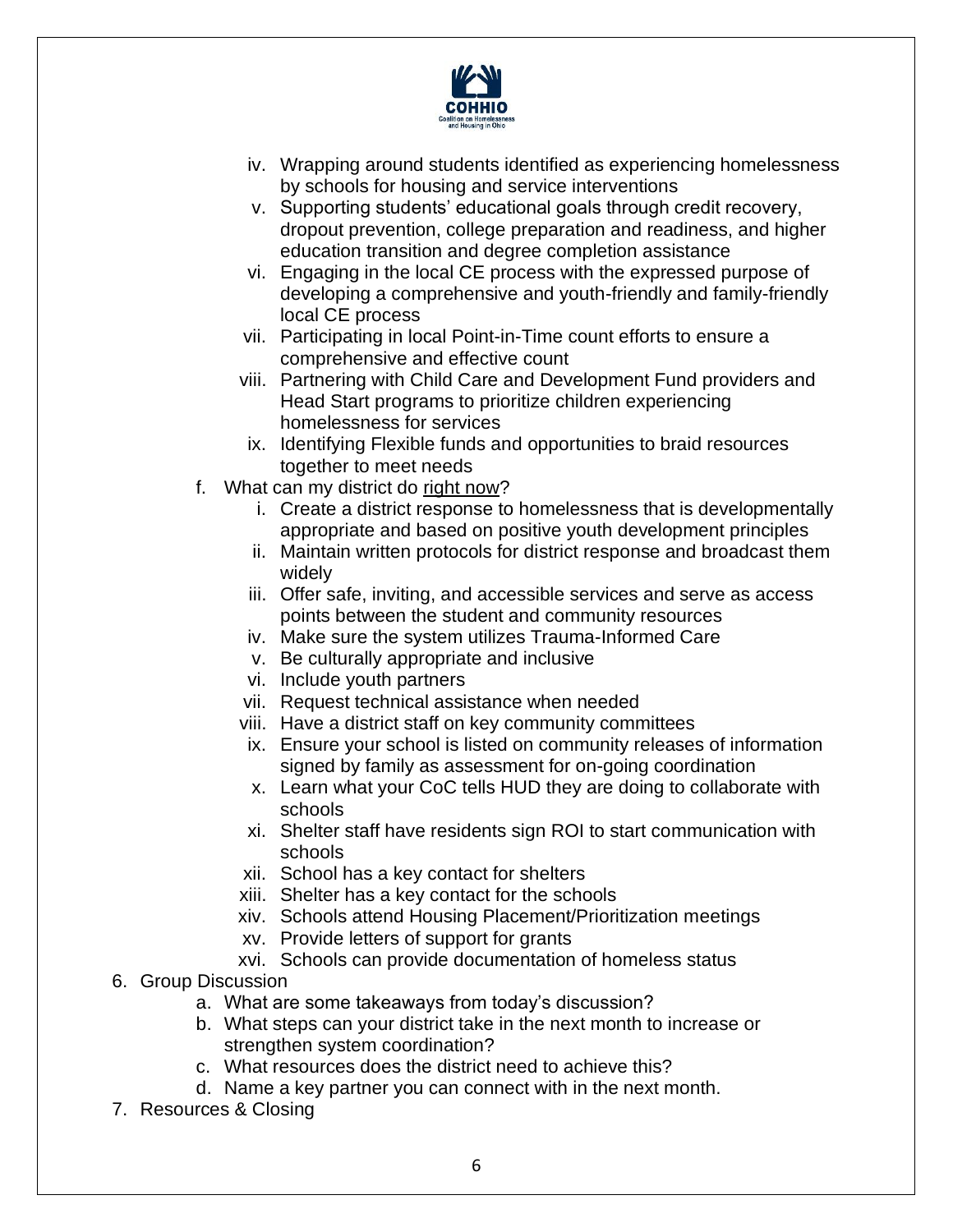iv. Wrapping around students identified as experiencing homelessness by schools for housing and service interventions
v. Supporting students' educational goals through credit recovery, dropout prevention, college preparation and readiness, and higher education transition and degree completion assistance
vi. Engaging in the local CE process with the expressed purpose of developing a comprehensive and youth-friendly and family-friendly local CE process
vii. Participating in local Point-in-Time count efforts to ensure a comprehensive and effective count
viii. Partnering with Child Care and Development Fund providers and Head Start programs to prioritize children experiencing homelessness for services
ix. Identifying Flexible funds and opportunities to braid resources together to meet needs

f. What can my district do <u>right now</u>?
   i. Create a district response to homelessness that is developmentally appropriate and based on positive youth development principles
   ii. Maintain written protocols for district response and broadcast them widely
   iii. Offer safe, inviting, and accessible services and serve as access points between the student and community resources
   iv. Make sure the system utilizes Trauma-Informed Care
   v. Be culturally appropriate and inclusive
   vi. Include youth partners
   vii. Request technical assistance when needed
   viii. Have a district staff on key community committees
   ix. Ensure your school is listed on community releases of information signed by family as assessment for on-going coordination
   x. Learn what your CoC tells HUD they are doing to collaborate with schools
   xi. Shelter staff have residents sign ROI to start communication with schools
   xii. School has a key contact for shelters
   xiii. Shelter has a key contact for the schools
   xiv. Schools attend Housing Placement/Prioritization meetings
   xv. Provide letters of support for grants
   xvi. Schools can provide documentation of homeless status

6. Group Discussion
   a. What are some takeaways from today's discussion?
   b. What steps can your district take in the next month to increase or strengthen system coordination?
   c. What resources does the district need to achieve this?
   d. Name a key partner you can connect with in the next month.
7. Resources & Closing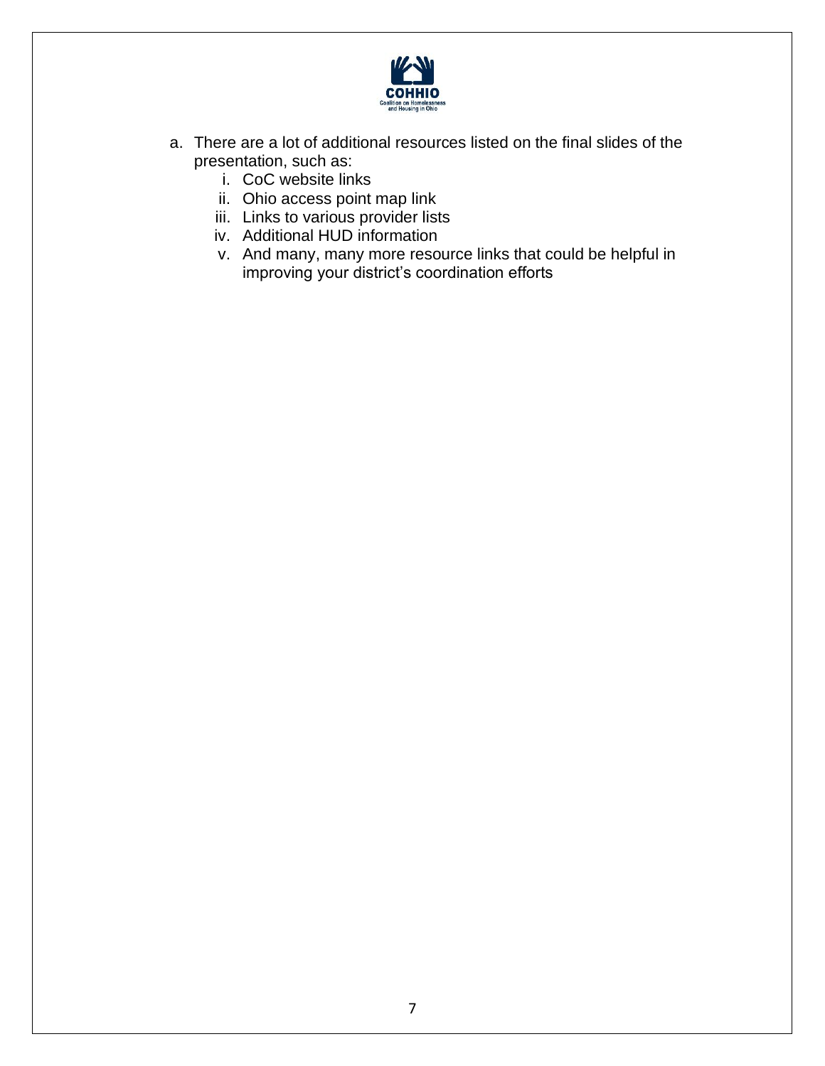a. There are a lot of additional resources listed on the final slides of the presentation, such as:
    i. CoC website links
    ii. Ohio access point map link
    iii. Links to various provider lists
    iv. Additional HUD information
    v. And many, many more resource links that could be helpful in improving your district's coordination efforts